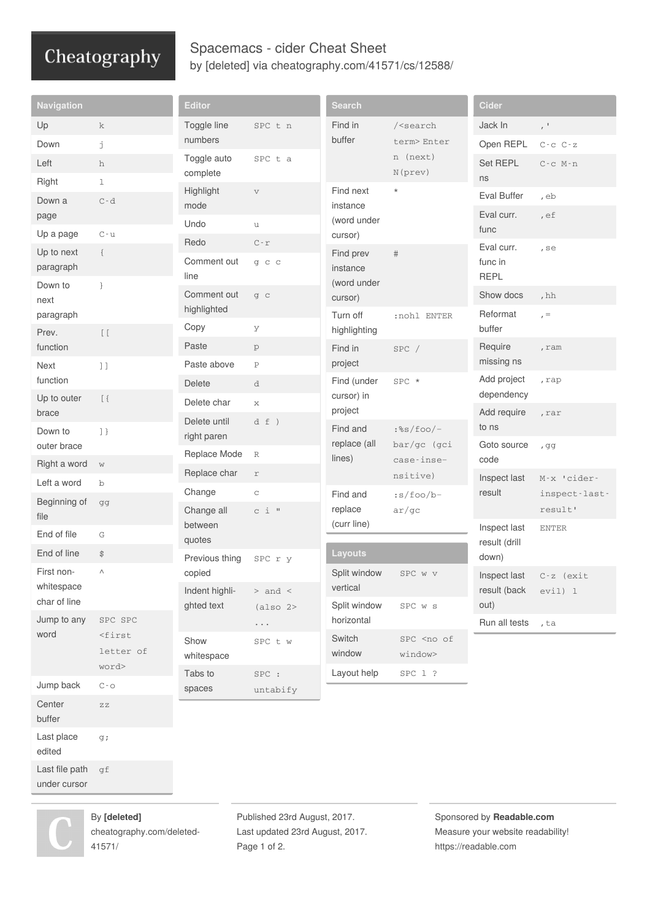# Spacemacs - cider Cheat Sheet

by [deleted] via cheatography.com/41571/cs/12588/

## Navigation

| Navigation | |
|---|---|
| Up | `k` |
| Down | `j` |
| Left | `h` |
| Right | `l` |
| Down a page | `C-d` |
| Up a page | `C-u` |
| Up to next paragraph | `{` |
| Down to next paragraph | `}` |
| Prev. function | `[[` |
| Next function | `]]` |
| Up to outer brace | `[{` |
| Down to outer brace | `]}` |
| Right a word | `w` |
| Left a word | `b` |
| Beginning of file | `gg` |
| End of file | `G` |
| End of line | `$` |
| First non-whitespace char of line | `^` |
| Jump to any word | `SPC SPC <first letter of word>` |
| Jump back | `C-o` |
| Center buffer | `zz` |
| Last place edited | `g;` |
| Last file path under cursor | `gf` |

## Editor

| Editor | |
|---|---|
| Toggle line numbers | `SPC t n` |
| Toggle auto complete | `SPC t a` |
| Highlight mode | `v` |
| Undo | `u` |
| Redo | `C-r` |
| Comment out line | `g c c` |
| Comment out highlighted | `g c` |
| Copy | `y` |
| Paste | `p` |
| Paste above | `P` |
| Delete | `d` |
| Delete char | `x` |
| Delete until right paren | `d f )` |
| Replace Mode | `R` |
| Replace char | `r` |
| Change | `c` |
| Change all between quotes | `c i "` |
| Previous thing copied | `SPC r y` |
| Indent highlighted text | `>` and `<` (also `2>` ...) |
| Show whitespace | `SPC t w` |
| Tabs to spaces | `SPC : untabify` |

## Search

| Search | |
|---|---|
| Find in buffer | `/<search term> Enter` `n` (next) `N`(prev) |
| Find next instance (word under cursor) | `*` |
| Find prev instance (word under cursor) | `#` |
| Turn off highlighting | `:nohl ENTER` |
| Find in project | `SPC /` |
| Find (under cursor) in project | `SPC *` |
| Find and replace (all lines) | `:%s/foo/bar/gc` (gci case-insensitive) |
| Find and replace (curr line) | `:s/foo/bar/gc` |

## Layouts

| Layouts | |
|---|---|
| Split window vertical | `SPC w v` |
| Split window horizontal | `SPC w s` |
| Switch window | `SPC <no of window>` |
| Layout help | `SPC l ?` |

## Cider

| Cider | |
|---|---|
| Jack In | `,'` |
| Open REPL | `C-c C-z` |
| Set REPL ns | `C-c M-n` |
| Eval Buffer | `,eb` |
| Eval curr. func | `,ef` |
| Eval curr. func in REPL | `,se` |
| Show docs | `,hh` |
| Reformat buffer | `,=` |
| Require missing ns | `,ram` |
| Add project dependency | `,rap` |
| Add require to ns | `,rar` |
| Goto source code | `,gg` |
| Inspect last result | `M-x 'cider-inspect-last-result'` |
| Inspect last result (drill down) | `ENTER` |
| Inspect last result (back out) | `C-z` (exit evil) `l` |
| Run all tests | `,ta` |

By **[deleted]**
cheatography.com/deleted-41571/

Published 23rd August, 2017.
Last updated 23rd August, 2017.

Sponsored by **Readable.com**
Measure your website readability!
https://readable.com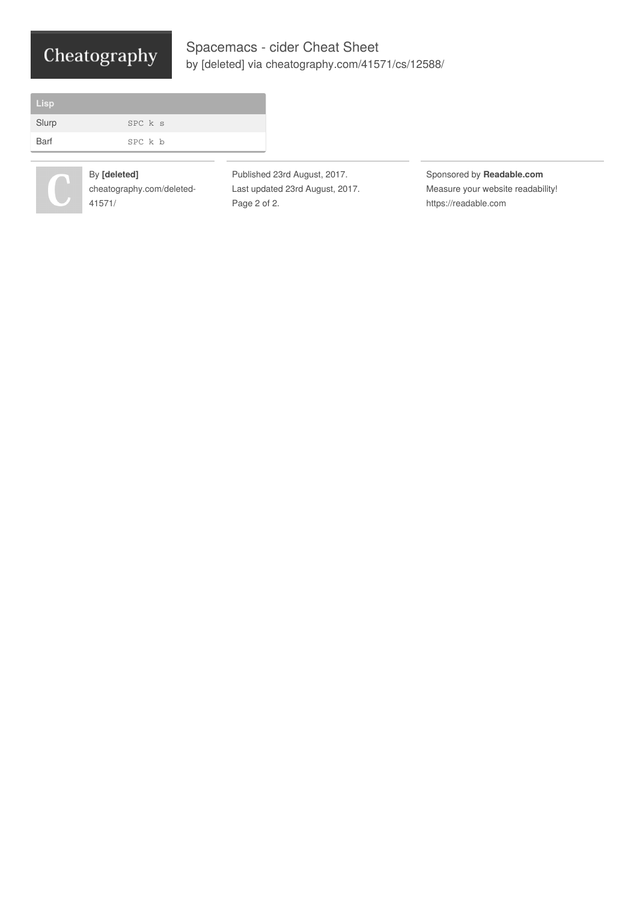## Lisp

| | |
|---|---|
| Slurp | `SPC k s` |
| Barf | `SPC k b` |

By **[deleted]**
cheatography.com/deleted-41571/

Published 23rd August, 2017.
Last updated 23rd August, 2017.

Sponsored by **Readable.com**
Measure your website readability!
https://readable.com